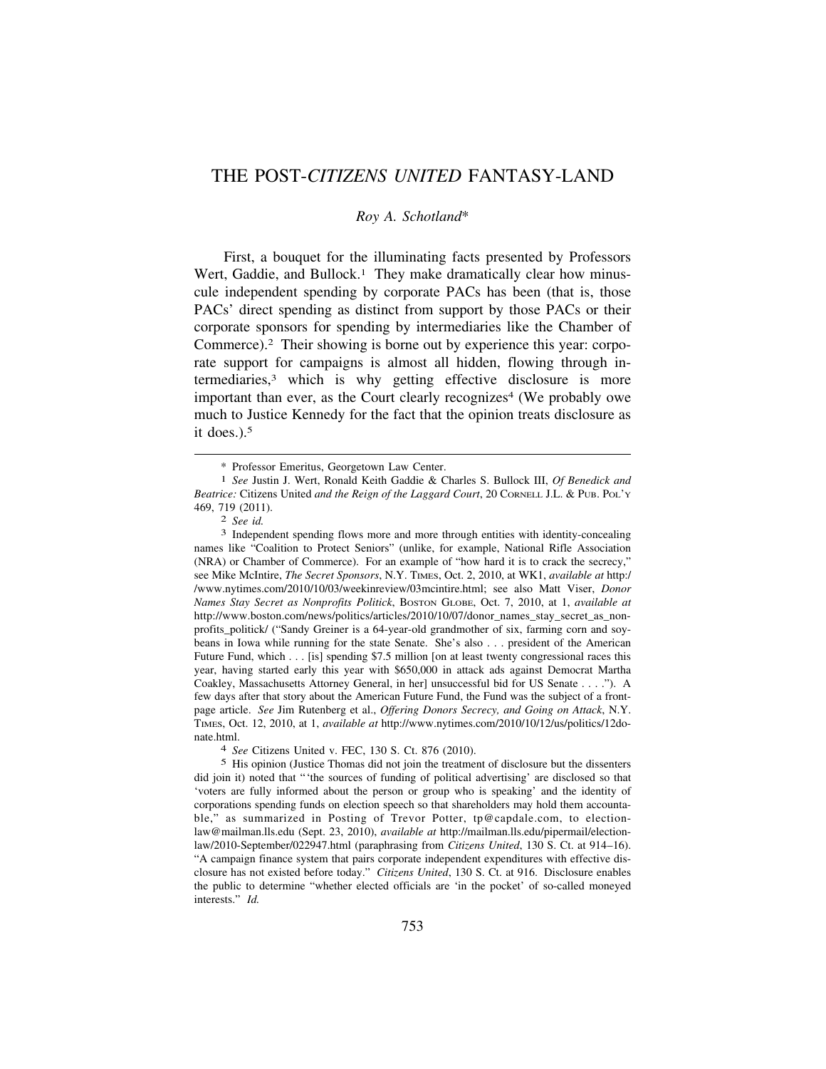# THE POST-*CITIZENS UNITED* FANTASY-LAND

*Roy A. Schotland*\*

First, a bouquet for the illuminating facts presented by Professors Wert, Gaddie, and Bullock.[1] They make dramatically clear how minuscule independent spending by corporate PACs has been (that is, those PACs' direct spending as distinct from support by those PACs or their corporate sponsors for spending by intermediaries like the Chamber of Commerce).[2] Their showing is borne out by experience this year: corporate support for campaigns is almost all hidden, flowing through intermediaries,[3] which is why getting effective disclosure is more important than ever, as the Court clearly recognizes[4] (We probably owe much to Justice Kennedy for the fact that the opinion treats disclosure as it does.).[5]

---

\* Professor Emeritus, Georgetown Law Center.

[1] *See* Justin J. Wert, Ronald Keith Gaddie & Charles S. Bullock III, *Of Benedick and Beatrice:* Citizens United *and the Reign of the Laggard Court*, 20 CORNELL J.L. & PUB. POL'Y 469, 719 (2011).

[2] *See id.*

[3] Independent spending flows more and more through entities with identity-concealing names like "Coalition to Protect Seniors" (unlike, for example, National Rifle Association (NRA) or Chamber of Commerce). For an example of "how hard it is to crack the secrecy," see Mike McIntire, *The Secret Sponsors*, N.Y. TIMES, Oct. 2, 2010, at WK1, *available at* http://www.nytimes.com/2010/10/03/weekinreview/03mcintire.html; see also Matt Viser, *Donor Names Stay Secret as Nonprofits Politick*, BOSTON GLOBE, Oct. 7, 2010, at 1, *available at* http://www.boston.com/news/politics/articles/2010/10/07/donor_names_stay_secret_as_nonprofits_politick/ ("Sandy Greiner is a 64-year-old grandmother of six, farming corn and soybeans in Iowa while running for the state Senate. She's also . . . president of the American Future Fund, which . . . [is] spending $7.5 million [on at least twenty congressional races this year, having started early this year with $650,000 in attack ads against Democrat Martha Coakley, Massachusetts Attorney General, in her] unsuccessful bid for US Senate . . . ."). A few days after that story about the American Future Fund, the Fund was the subject of a front-page article. *See* Jim Rutenberg et al., *Offering Donors Secrecy, and Going on Attack*, N.Y. TIMES, Oct. 12, 2010, at 1, *available at* http://www.nytimes.com/2010/10/12/us/politics/12donate.html.

[4] *See* Citizens United v. FEC, 130 S. Ct. 876 (2010).

[5] His opinion (Justice Thomas did not join the treatment of disclosure but the dissenters did join it) noted that "'the sources of funding of political advertising' are disclosed so that 'voters are fully informed about the person or group who is speaking' and the identity of corporations spending funds on election speech so that shareholders may hold them accountable," as summarized in Posting of Trevor Potter, tp@capdale.com, to election-law@mailman.lls.edu (Sept. 23, 2010), *available at* http://mailman.lls.edu/pipermail/election-law/2010-September/022947.html (paraphrasing from *Citizens United*, 130 S. Ct. at 914–16). "A campaign finance system that pairs corporate independent expenditures with effective disclosure has not existed before today." *Citizens United*, 130 S. Ct. at 916. Disclosure enables the public to determine "whether elected officials are 'in the pocket' of so-called moneyed interests." *Id.*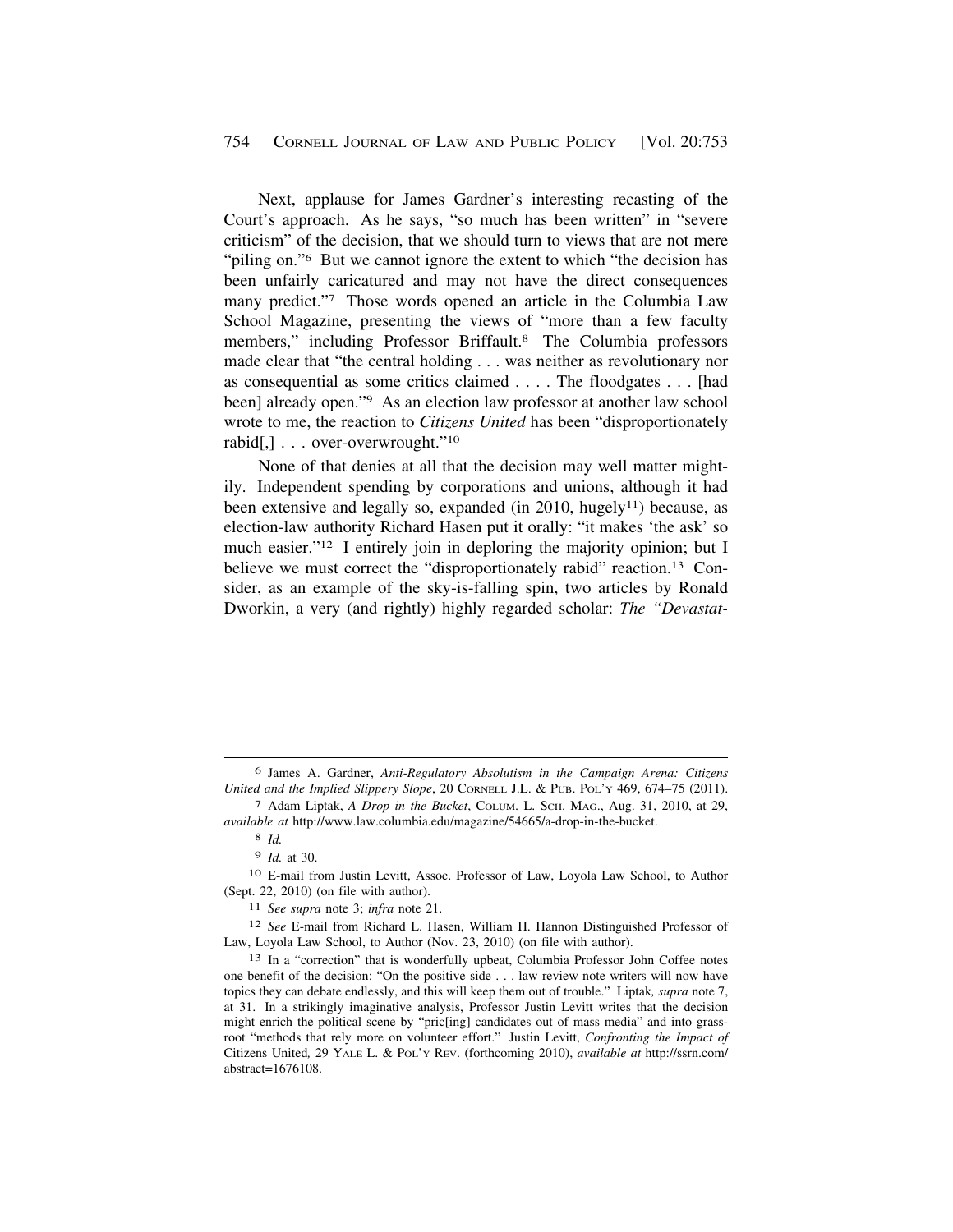Next, applause for James Gardner's interesting recasting of the Court's approach. As he says, "so much has been written" in "severe criticism" of the decision, that we should turn to views that are not mere "piling on."[6] But we cannot ignore the extent to which "the decision has been unfairly caricatured and may not have the direct consequences many predict."[7] Those words opened an article in the Columbia Law School Magazine, presenting the views of "more than a few faculty members," including Professor Briffault.[8] The Columbia professors made clear that "the central holding . . . was neither as revolutionary nor as consequential as some critics claimed . . . . The floodgates . . . [had been] already open."[9] As an election law professor at another law school wrote to me, the reaction to *Citizens United* has been "disproportionately rabid[,] . . . over-overwrought."[10]

None of that denies at all that the decision may well matter mightily. Independent spending by corporations and unions, although it had been extensive and legally so, expanded (in 2010, hugely[11]) because, as election-law authority Richard Hasen put it orally: "it makes 'the ask' so much easier."[12] I entirely join in deploring the majority opinion; but I believe we must correct the "disproportionately rabid" reaction.[13] Consider, as an example of the sky-is-falling spin, two articles by Ronald Dworkin, a very (and rightly) highly regarded scholar: *The "Devastat-*

---

6 James A. Gardner, *Anti-Regulatory Absolutism in the Campaign Arena: Citizens United and the Implied Slippery Slope*, 20 CORNELL J.L. & PUB. POL'Y 469, 674–75 (2011).

7 Adam Liptak, *A Drop in the Bucket*, COLUM. L. SCH. MAG., Aug. 31, 2010, at 29, *available at* http://www.law.columbia.edu/magazine/54665/a-drop-in-the-bucket.

8 *Id.*

9 *Id.* at 30.

10 E-mail from Justin Levitt, Assoc. Professor of Law, Loyola Law School, to Author (Sept. 22, 2010) (on file with author).

11 *See supra* note 3; *infra* note 21.

12 *See* E-mail from Richard L. Hasen, William H. Hannon Distinguished Professor of Law, Loyola Law School, to Author (Nov. 23, 2010) (on file with author).

13 In a "correction" that is wonderfully upbeat, Columbia Professor John Coffee notes one benefit of the decision: "On the positive side . . . law review note writers will now have topics they can debate endlessly, and this will keep them out of trouble." Liptak*, supra* note 7, at 31. In a strikingly imaginative analysis, Professor Justin Levitt writes that the decision might enrich the political scene by "pric[ing] candidates out of mass media" and into grassroot "methods that rely more on volunteer effort." Justin Levitt, *Confronting the Impact of* Citizens United*,* 29 YALE L. & POL'Y REV. (forthcoming 2010), *available at* http://ssrn.com/abstract=1676108.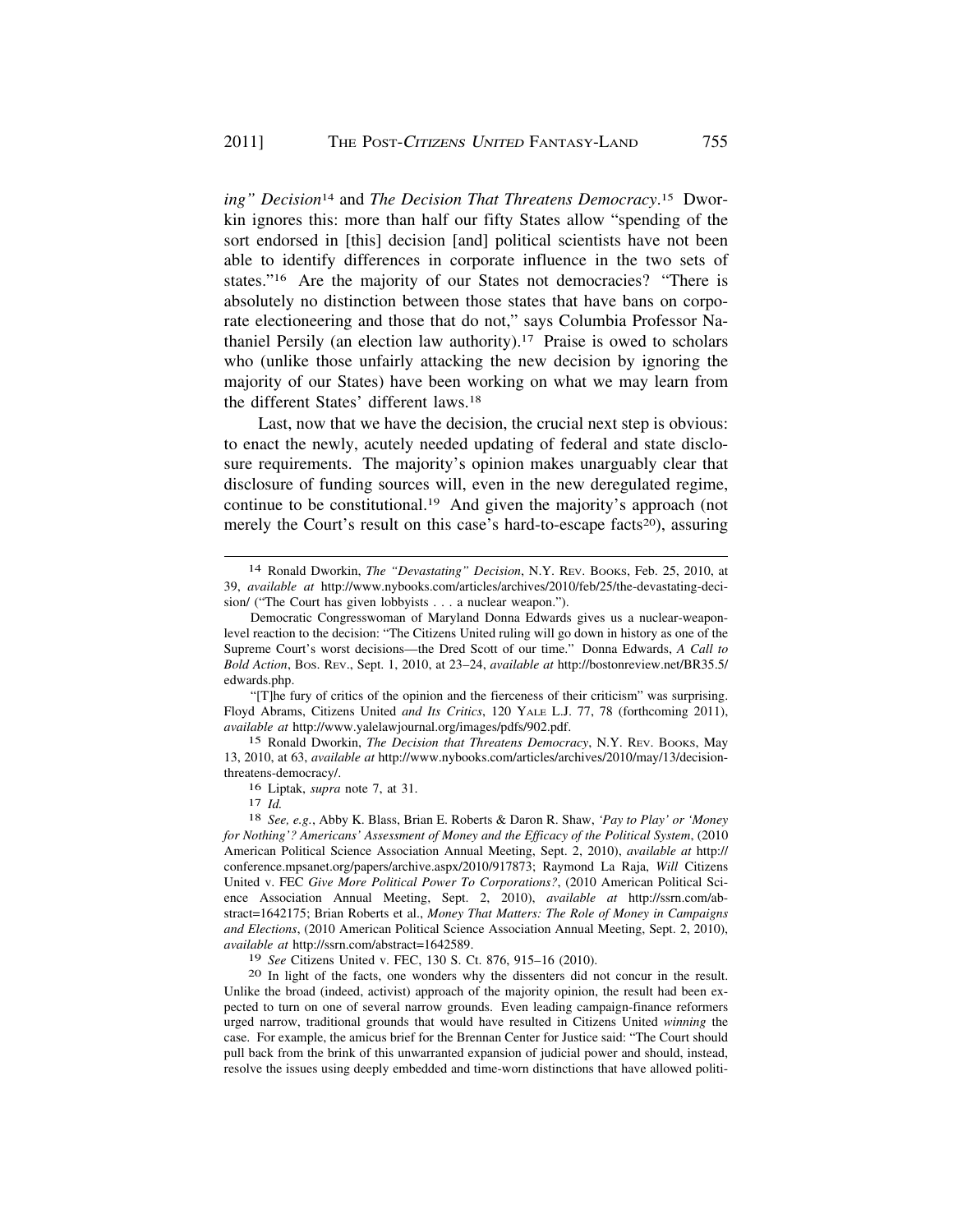*ing" Decision*[14] and *The Decision That Threatens Democracy*.[15] Dworkin ignores this: more than half our fifty States allow "spending of the sort endorsed in [this] decision [and] political scientists have not been able to identify differences in corporate influence in the two sets of states."[16] Are the majority of our States not democracies? "There is absolutely no distinction between those states that have bans on corporate electioneering and those that do not," says Columbia Professor Nathaniel Persily (an election law authority).[17] Praise is owed to scholars who (unlike those unfairly attacking the new decision by ignoring the majority of our States) have been working on what we may learn from the different States' different laws.[18]

Last, now that we have the decision, the crucial next step is obvious: to enact the newly, acutely needed updating of federal and state disclosure requirements. The majority's opinion makes unarguably clear that disclosure of funding sources will, even in the new deregulated regime, continue to be constitutional.[19] And given the majority's approach (not merely the Court's result on this case's hard-to-escape facts[20]), assuring

---

[14] Ronald Dworkin, *The "Devastating" Decision*, N.Y. REV. BOOKS, Feb. 25, 2010, at 39, *available at* http://www.nybooks.com/articles/archives/2010/feb/25/the-devastating-decision/ ("The Court has given lobbyists . . . a nuclear weapon.").

Democratic Congresswoman of Maryland Donna Edwards gives us a nuclear-weapon-level reaction to the decision: "The Citizens United ruling will go down in history as one of the Supreme Court's worst decisions—the Dred Scott of our time." Donna Edwards, *A Call to Bold Action*, BOS. REV., Sept. 1, 2010, at 23–24, *available at* http://bostonreview.net/BR35.5/edwards.php.

"[T]he fury of critics of the opinion and the fierceness of their criticism" was surprising. Floyd Abrams, Citizens United *and Its Critics*, 120 YALE L.J. 77, 78 (forthcoming 2011), *available at* http://www.yalelawjournal.org/images/pdfs/902.pdf.

[15] Ronald Dworkin, *The Decision that Threatens Democracy*, N.Y. REV. BOOKS, May 13, 2010, at 63, *available at* http://www.nybooks.com/articles/archives/2010/may/13/decision-threatens-democracy/.

[16] Liptak, *supra* note 7, at 31.

[17] *Id.*

[18] *See, e.g.*, Abby K. Blass, Brian E. Roberts & Daron R. Shaw, *'Pay to Play' or 'Money for Nothing'? Americans' Assessment of Money and the Efficacy of the Political System*, (2010 American Political Science Association Annual Meeting, Sept. 2, 2010), *available at* http://conference.mpsanet.org/papers/archive.aspx/2010/917873; Raymond La Raja, *Will* Citizens United v. FEC *Give More Political Power To Corporations?*, (2010 American Political Science Association Annual Meeting, Sept. 2, 2010), *available at* http://ssrn.com/abstract=1642175; Brian Roberts et al., *Money That Matters: The Role of Money in Campaigns and Elections*, (2010 American Political Science Association Annual Meeting, Sept. 2, 2010), *available at* http://ssrn.com/abstract=1642589.

[19] *See* Citizens United v. FEC, 130 S. Ct. 876, 915–16 (2010).

[20] In light of the facts, one wonders why the dissenters did not concur in the result. Unlike the broad (indeed, activist) approach of the majority opinion, the result had been expected to turn on one of several narrow grounds. Even leading campaign-finance reformers urged narrow, traditional grounds that would have resulted in Citizens United *winning* the case. For example, the amicus brief for the Brennan Center for Justice said: "The Court should pull back from the brink of this unwarranted expansion of judicial power and should, instead, resolve the issues using deeply embedded and time-worn distinctions that have allowed politi-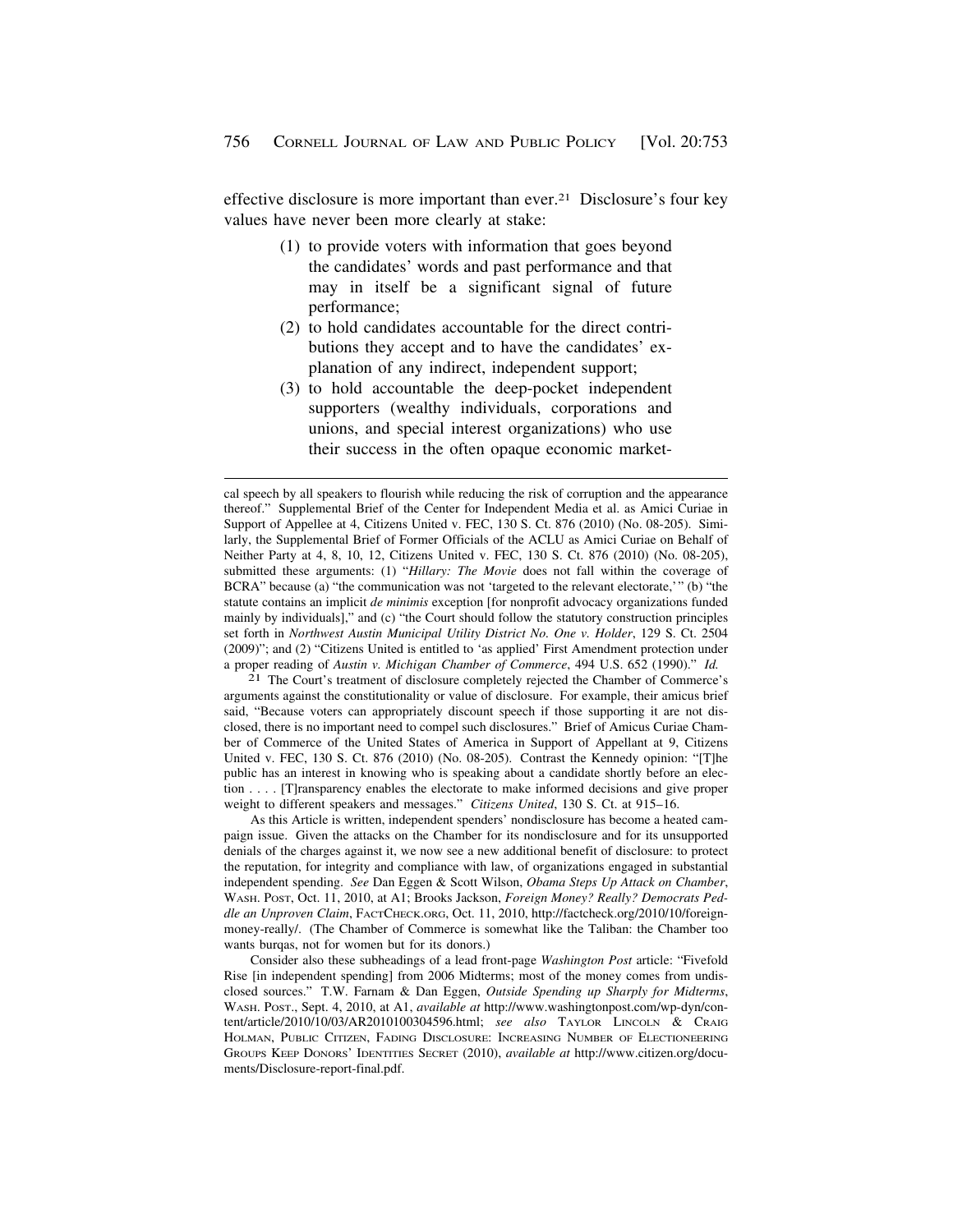effective disclosure is more important than ever.[21] Disclosure's four key values have never been more clearly at stake:

> (1) to provide voters with information that goes beyond the candidates' words and past performance and that may in itself be a significant signal of future performance;
>
> (2) to hold candidates accountable for the direct contributions they accept and to have the candidates' explanation of any indirect, independent support;
>
> (3) to hold accountable the deep-pocket independent supporters (wealthy individuals, corporations and unions, and special interest organizations) who use their success in the often opaque economic market-

---

cal speech by all speakers to flourish while reducing the risk of corruption and the appearance thereof." Supplemental Brief of the Center for Independent Media et al. as Amici Curiae in Support of Appellee at 4, Citizens United v. FEC, 130 S. Ct. 876 (2010) (No. 08-205). Similarly, the Supplemental Brief of Former Officials of the ACLU as Amici Curiae on Behalf of Neither Party at 4, 8, 10, 12, Citizens United v. FEC, 130 S. Ct. 876 (2010) (No. 08-205), submitted these arguments: (1) "*Hillary: The Movie* does not fall within the coverage of BCRA" because (a) "the communication was not 'targeted to the relevant electorate,'" (b) "the statute contains an implicit *de minimis* exception [for nonprofit advocacy organizations funded mainly by individuals]," and (c) "the Court should follow the statutory construction principles set forth in *Northwest Austin Municipal Utility District No. One v. Holder*, 129 S. Ct. 2504 (2009)"; and (2) "Citizens United is entitled to 'as applied' First Amendment protection under a proper reading of *Austin v. Michigan Chamber of Commerce*, 494 U.S. 652 (1990)." *Id.*

[21] The Court's treatment of disclosure completely rejected the Chamber of Commerce's arguments against the constitutionality or value of disclosure. For example, their amicus brief said, "Because voters can appropriately discount speech if those supporting it are not disclosed, there is no important need to compel such disclosures." Brief of Amicus Curiae Chamber of Commerce of the United States of America in Support of Appellant at 9, Citizens United v. FEC, 130 S. Ct. 876 (2010) (No. 08-205). Contrast the Kennedy opinion: "[T]he public has an interest in knowing who is speaking about a candidate shortly before an election . . . . [T]ransparency enables the electorate to make informed decisions and give proper weight to different speakers and messages." *Citizens United*, 130 S. Ct. at 915–16.

As this Article is written, independent spenders' nondisclosure has become a heated campaign issue. Given the attacks on the Chamber for its nondisclosure and for its unsupported denials of the charges against it, we now see a new additional benefit of disclosure: to protect the reputation, for integrity and compliance with law, of organizations engaged in substantial independent spending. *See* Dan Eggen & Scott Wilson, *Obama Steps Up Attack on Chamber*, WASH. POST, Oct. 11, 2010, at A1; Brooks Jackson, *Foreign Money? Really? Democrats Peddle an Unproven Claim*, FACTCHECK.ORG, Oct. 11, 2010, http://factcheck.org/2010/10/foreign-money-really/. (The Chamber of Commerce is somewhat like the Taliban: the Chamber too wants burqas, not for women but for its donors.)

Consider also these subheadings of a lead front-page *Washington Post* article: "Fivefold Rise [in independent spending] from 2006 Midterms; most of the money comes from undisclosed sources." T.W. Farnam & Dan Eggen, *Outside Spending up Sharply for Midterms*, WASH. POST., Sept. 4, 2010, at A1, *available at* http://www.washingtonpost.com/wp-dyn/content/article/2010/10/03/AR2010100304596.html; *see also* TAYLOR LINCOLN & CRAIG HOLMAN, PUBLIC CITIZEN, FADING DISCLOSURE: INCREASING NUMBER OF ELECTIONEERING GROUPS KEEP DONORS' IDENTITIES SECRET (2010), *available at* http://www.citizen.org/documents/Disclosure-report-final.pdf.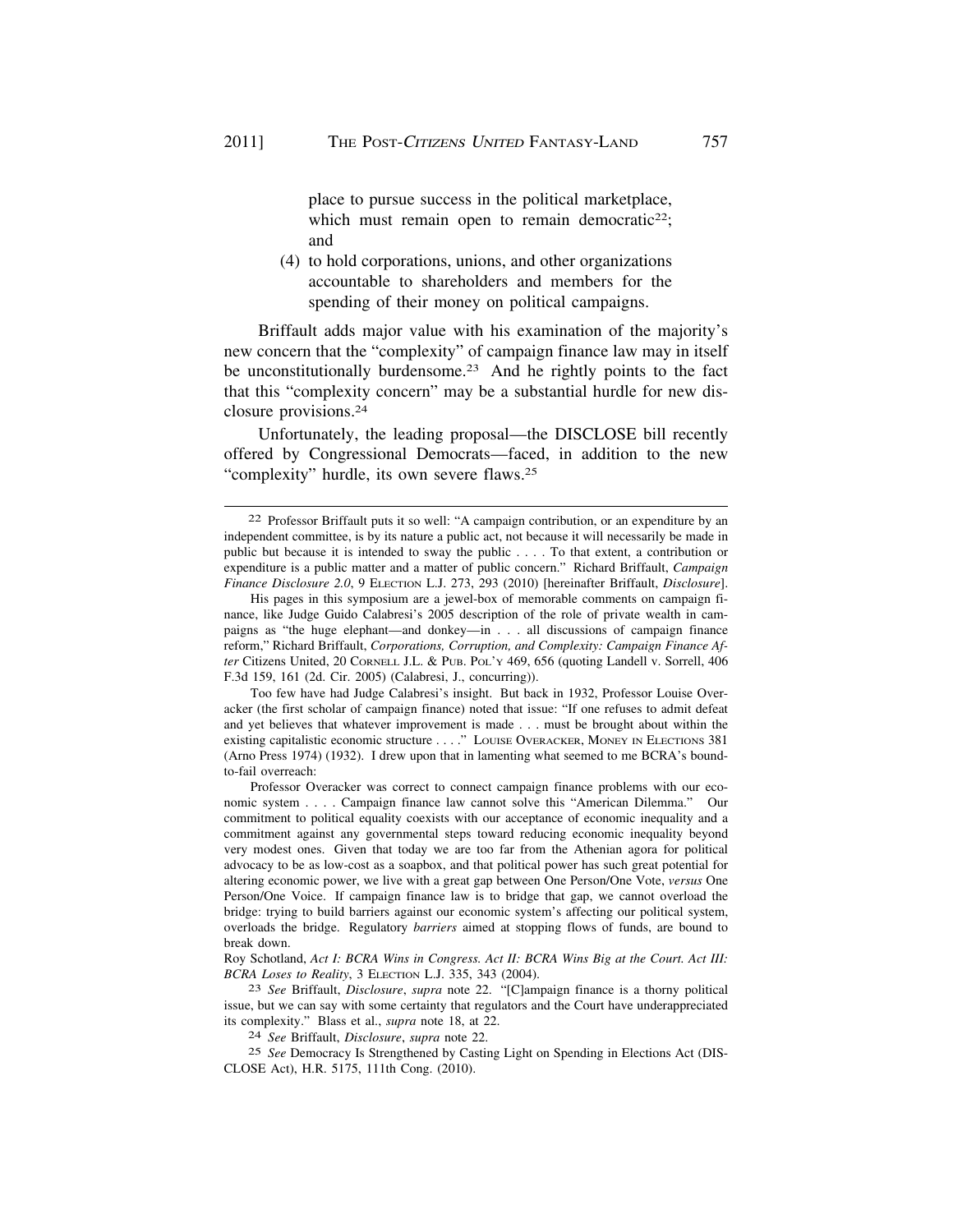place to pursue success in the political marketplace, which must remain open to remain democratic[22]; and

(4) to hold corporations, unions, and other organizations accountable to shareholders and members for the spending of their money on political campaigns.

Briffault adds major value with his examination of the majority's new concern that the "complexity" of campaign finance law may in itself be unconstitutionally burdensome.[23] And he rightly points to the fact that this "complexity concern" may be a substantial hurdle for new disclosure provisions.[24]

Unfortunately, the leading proposal—the DISCLOSE bill recently offered by Congressional Democrats—faced, in addition to the new "complexity" hurdle, its own severe flaws.[25]

---

22 Professor Briffault puts it so well: "A campaign contribution, or an expenditure by an independent committee, is by its nature a public act, not because it will necessarily be made in public but because it is intended to sway the public . . . . To that extent, a contribution or expenditure is a public matter and a matter of public concern." Richard Briffault, *Campaign Finance Disclosure 2.0*, 9 ELECTION L.J. 273, 293 (2010) [hereinafter Briffault, *Disclosure*].

His pages in this symposium are a jewel-box of memorable comments on campaign finance, like Judge Guido Calabresi's 2005 description of the role of private wealth in campaigns as "the huge elephant—and donkey—in . . . all discussions of campaign finance reform," Richard Briffault, *Corporations, Corruption, and Complexity: Campaign Finance After* Citizens United, 20 CORNELL J.L. & PUB. POL'Y 469, 656 (quoting Landell v. Sorrell, 406 F.3d 159, 161 (2d. Cir. 2005) (Calabresi, J., concurring)).

Too few have had Judge Calabresi's insight. But back in 1932, Professor Louise Overacker (the first scholar of campaign finance) noted that issue: "If one refuses to admit defeat and yet believes that whatever improvement is made . . . must be brought about within the existing capitalistic economic structure . . . ." LOUISE OVERACKER, MONEY IN ELECTIONS 381 (Arno Press 1974) (1932). I drew upon that in lamenting what seemed to me BCRA's bound-to-fail overreach:

> Professor Overacker was correct to connect campaign finance problems with our economic system . . . . Campaign finance law cannot solve this "American Dilemma." Our commitment to political equality coexists with our acceptance of economic inequality and a commitment against any governmental steps toward reducing economic inequality beyond very modest ones. Given that today we are too far from the Athenian agora for political advocacy to be as low-cost as a soapbox, and that political power has such great potential for altering economic power, we live with a great gap between One Person/One Vote, *versus* One Person/One Voice. If campaign finance law is to bridge that gap, we cannot overload the bridge: trying to build barriers against our economic system's affecting our political system, overloads the bridge. Regulatory *barriers* aimed at stopping flows of funds, are bound to break down.

Roy Schotland, *Act I: BCRA Wins in Congress. Act II: BCRA Wins Big at the Court. Act III: BCRA Loses to Reality*, 3 ELECTION L.J. 335, 343 (2004).

23 *See* Briffault, *Disclosure*, *supra* note 22. "[C]ampaign finance is a thorny political issue, but we can say with some certainty that regulators and the Court have underappreciated its complexity." Blass et al., *supra* note 18, at 22.

24 *See* Briffault, *Disclosure*, *supra* note 22.

25 *See* Democracy Is Strengthened by Casting Light on Spending in Elections Act (DISCLOSE Act), H.R. 5175, 111th Cong. (2010).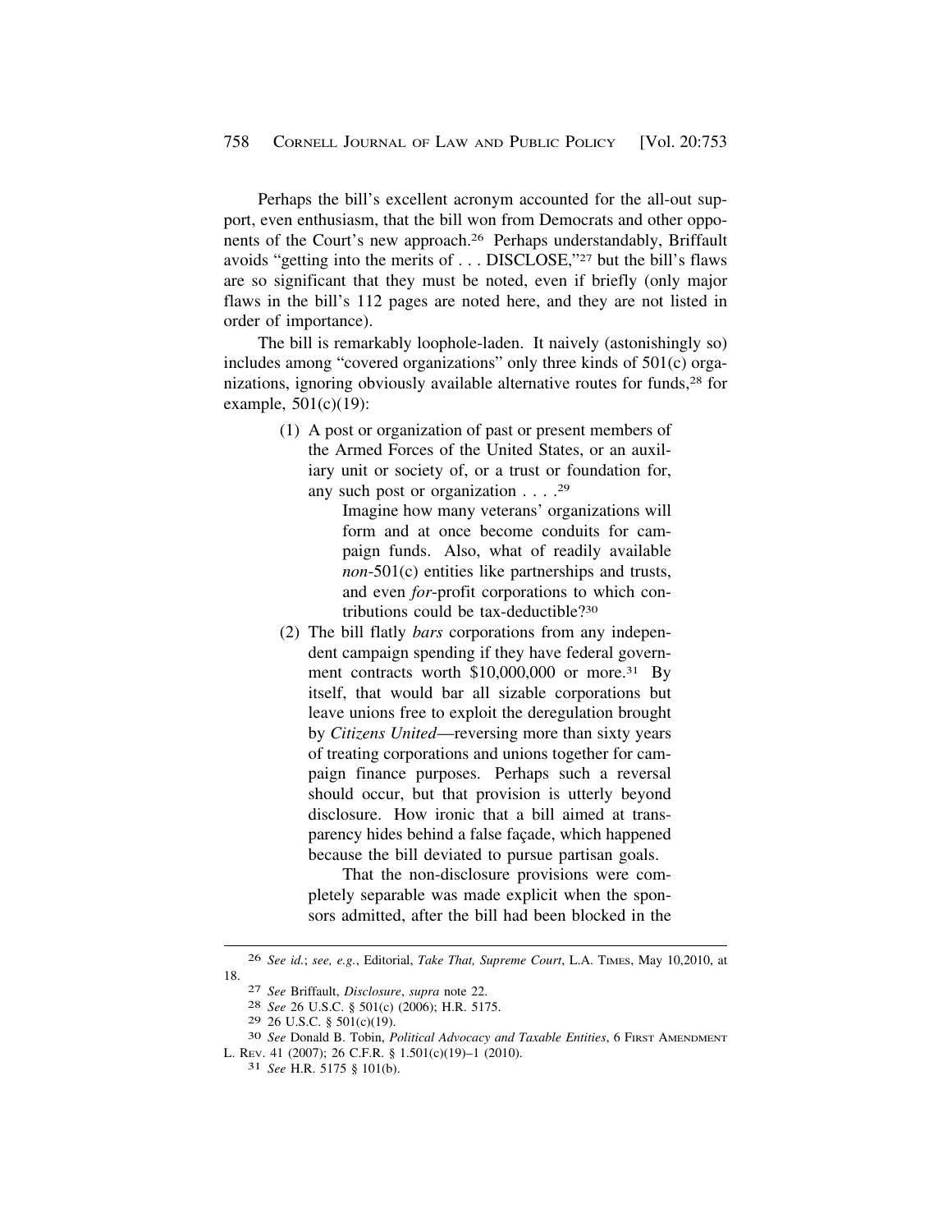Perhaps the bill's excellent acronym accounted for the all-out support, even enthusiasm, that the bill won from Democrats and other opponents of the Court's new approach.[26] Perhaps understandably, Briffault avoids "getting into the merits of . . . DISCLOSE,"[27] but the bill's flaws are so significant that they must be noted, even if briefly (only major flaws in the bill's 112 pages are noted here, and they are not listed in order of importance).

The bill is remarkably loophole-laden. It naively (astonishingly so) includes among "covered organizations" only three kinds of 501(c) organizations, ignoring obviously available alternative routes for funds,[28] for example, 501(c)(19):

> (1) A post or organization of past or present members of the Armed Forces of the United States, or an auxiliary unit or society of, or a trust or foundation for, any such post or organization . . . .[29]
>
> Imagine how many veterans' organizations will form and at once become conduits for campaign funds. Also, what of readily available *non*-501(c) entities like partnerships and trusts, and even *for*-profit corporations to which contributions could be tax-deductible?[30]
>
> (2) The bill flatly *bars* corporations from any independent campaign spending if they have federal government contracts worth $10,000,000 or more.[31] By itself, that would bar all sizable corporations but leave unions free to exploit the deregulation brought by *Citizens United*—reversing more than sixty years of treating corporations and unions together for campaign finance purposes. Perhaps such a reversal should occur, but that provision is utterly beyond disclosure. How ironic that a bill aimed at transparency hides behind a false façade, which happened because the bill deviated to pursue partisan goals.
>
> That the non-disclosure provisions were completely separable was made explicit when the sponsors admitted, after the bill had been blocked in the

---

[26] *See id.*; *see, e.g.*, Editorial, *Take That, Supreme Court*, L.A. Times, May 10,2010, at 18.

[27] *See* Briffault, *Disclosure*, *supra* note 22.

[28] *See* 26 U.S.C. § 501(c) (2006); H.R. 5175.

[29] 26 U.S.C. § 501(c)(19).

[30] *See* Donald B. Tobin, *Political Advocacy and Taxable Entities*, 6 First Amendment L. Rev. 41 (2007); 26 C.F.R. § 1.501(c)(19)–1 (2010).

[31] *See* H.R. 5175 § 101(b).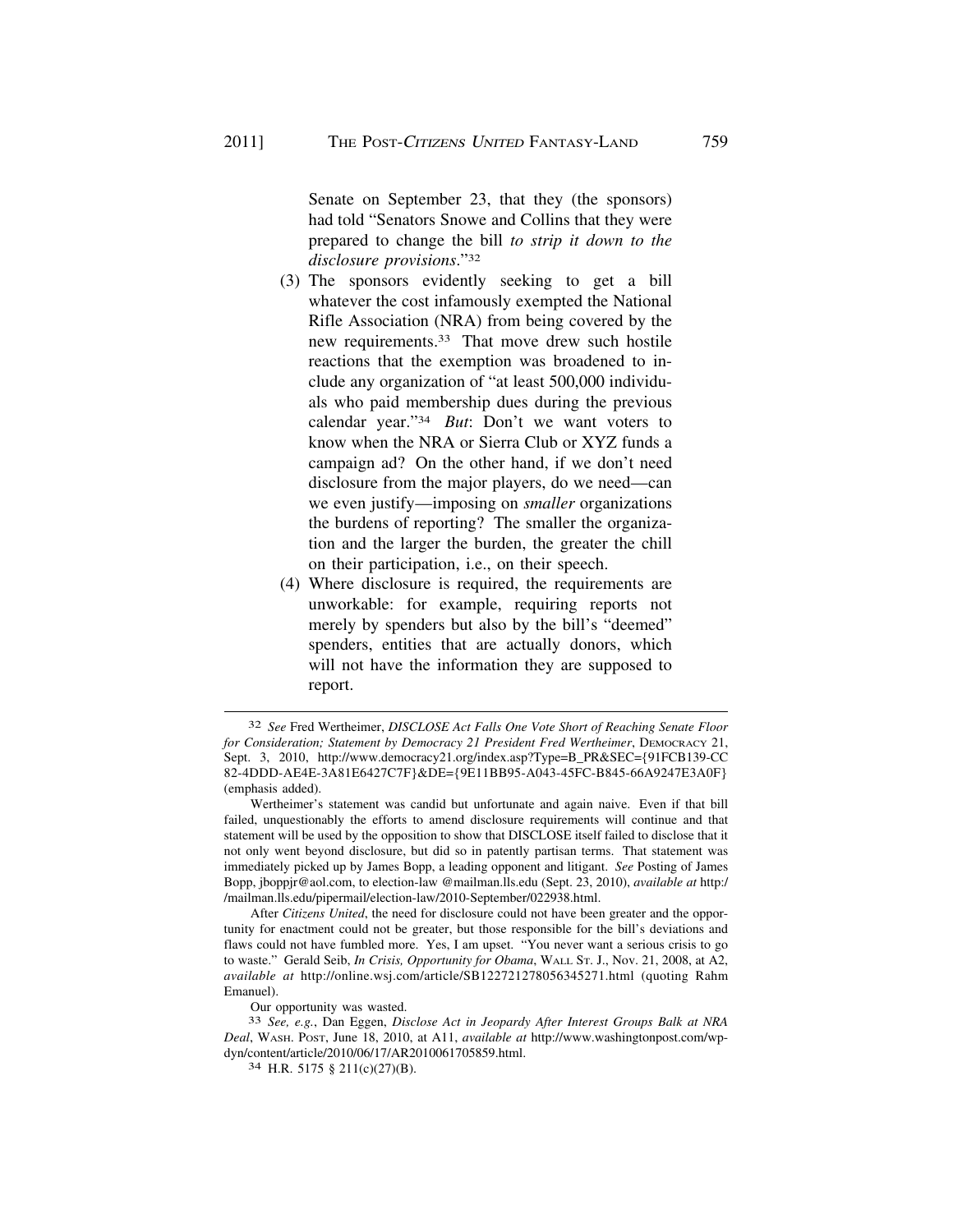Senate on September 23, that they (the sponsors) had told "Senators Snowe and Collins that they were prepared to change the bill *to strip it down to the disclosure provisions*."[32]

(3) The sponsors evidently seeking to get a bill whatever the cost infamously exempted the National Rifle Association (NRA) from being covered by the new requirements.[33] That move drew such hostile reactions that the exemption was broadened to include any organization of "at least 500,000 individuals who paid membership dues during the previous calendar year."[34] *But*: Don't we want voters to know when the NRA or Sierra Club or XYZ funds a campaign ad? On the other hand, if we don't need disclosure from the major players, do we need—can we even justify—imposing on *smaller* organizations the burdens of reporting? The smaller the organization and the larger the burden, the greater the chill on their participation, i.e., on their speech.

(4) Where disclosure is required, the requirements are unworkable: for example, requiring reports not merely by spenders but also by the bill's "deemed" spenders, entities that are actually donors, which will not have the information they are supposed to report.

---

[32] *See* Fred Wertheimer, *DISCLOSE Act Falls One Vote Short of Reaching Senate Floor for Consideration; Statement by Democracy 21 President Fred Wertheimer*, DEMOCRACY 21, Sept. 3, 2010, http://www.democracy21.org/index.asp?Type=B_PR&SEC={91FCB139-CC82-4DDD-AE4E-3A81E6427C7F}&DE={9E11BB95-A043-45FC-B845-66A9247E3A0F} (emphasis added).

Wertheimer's statement was candid but unfortunate and again naive. Even if that bill failed, unquestionably the efforts to amend disclosure requirements will continue and that statement will be used by the opposition to show that DISCLOSE itself failed to disclose that it not only went beyond disclosure, but did so in patently partisan terms. That statement was immediately picked up by James Bopp, a leading opponent and litigant. *See* Posting of James Bopp, jboppjr@aol.com, to election-law @mailman.lls.edu (Sept. 23, 2010), *available at* http://mailman.lls.edu/pipermail/election-law/2010-September/022938.html.

After *Citizens United*, the need for disclosure could not have been greater and the opportunity for enactment could not be greater, but those responsible for the bill's deviations and flaws could not have fumbled more. Yes, I am upset. "You never want a serious crisis to go to waste." Gerald Seib, *In Crisis, Opportunity for Obama*, WALL ST. J., Nov. 21, 2008, at A2, *available at* http://online.wsj.com/article/SB122721278056345271.html (quoting Rahm Emanuel).

Our opportunity was wasted.

[33] *See, e.g.*, Dan Eggen, *Disclose Act in Jeopardy After Interest Groups Balk at NRA Deal*, WASH. POST, June 18, 2010, at A11, *available at* http://www.washingtonpost.com/wp-dyn/content/article/2010/06/17/AR2010061705859.html.

[34] H.R. 5175 § 211(c)(27)(B).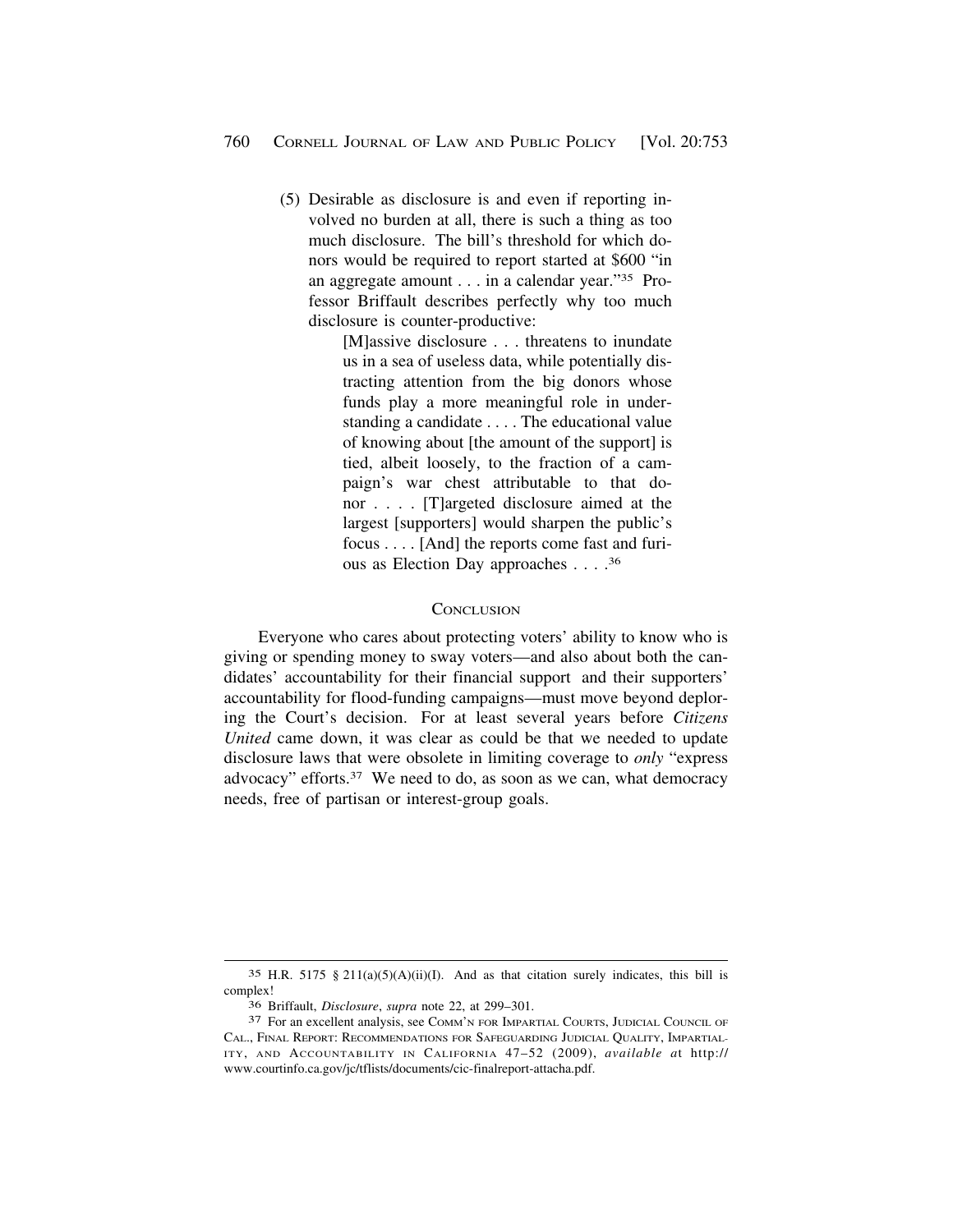(5) Desirable as disclosure is and even if reporting involved no burden at all, there is such a thing as too much disclosure. The bill's threshold for which donors would be required to report started at $600 "in an aggregate amount . . . in a calendar year."[35] Professor Briffault describes perfectly why too much disclosure is counter-productive:

> [M]assive disclosure . . . threatens to inundate us in a sea of useless data, while potentially distracting attention from the big donors whose funds play a more meaningful role in understanding a candidate . . . . The educational value of knowing about [the amount of the support] is tied, albeit loosely, to the fraction of a campaign's war chest attributable to that donor . . . . [T]argeted disclosure aimed at the largest [supporters] would sharpen the public's focus . . . . [And] the reports come fast and furious as Election Day approaches . . . .[36]

## CONCLUSION

Everyone who cares about protecting voters' ability to know who is giving or spending money to sway voters—and also about both the candidates' accountability for their financial support and their supporters' accountability for flood-funding campaigns—must move beyond deploring the Court's decision. For at least several years before *Citizens United* came down, it was clear as could be that we needed to update disclosure laws that were obsolete in limiting coverage to *only* "express advocacy" efforts.[37] We need to do, as soon as we can, what democracy needs, free of partisan or interest-group goals.

---

[35] H.R. 5175 § 211(a)(5)(A)(ii)(I). And as that citation surely indicates, this bill is complex!

[36] Briffault, *Disclosure*, *supra* note 22, at 299–301.

[37] For an excellent analysis, see COMM'N FOR IMPARTIAL COURTS, JUDICIAL COUNCIL OF CAL., FINAL REPORT: RECOMMENDATIONS FOR SAFEGUARDING JUDICIAL QUALITY, IMPARTIALITY, AND ACCOUNTABILITY IN CALIFORNIA 47–52 (2009), *available at* http://www.courtinfo.ca.gov/jc/tflists/documents/cic-finalreport-attacha.pdf.